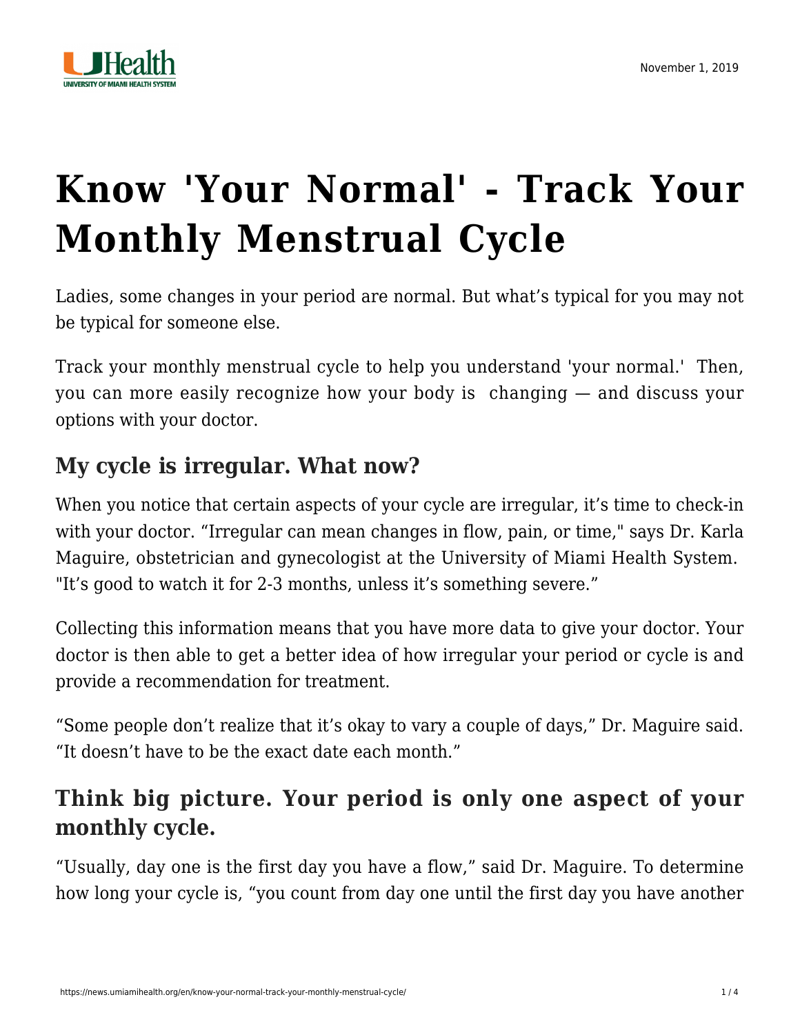# Know 'Your Normal' - Track Your Monthly Menstrual Cycle

Ladies, some changes in your period are normal. But what's typical for you may not be typical for someone else.

Track your monthly menstrual cycle to help you understand 'your normal.' Then, you can more easily recognize how your body is changing — and discuss your options with your doctor.

## My cycle is irregular. What now?

When you notice that certain aspects of your cycle are irregular, it's time to check-in with your doctor. "Irregular can mean changes in flow, pain, or time," says Dr. Karla Maguire, obstetrician and gynecologist at the University of Miami Health System. "It's good to watch it for 2-3 months, unless it's something severe."

Collecting this information means that you have more data to give your doctor. Your doctor is then able to get a better idea of how irregular your period or cycle is and provide a recommendation for treatment.

"Some people don't realize that it's okay to vary a couple of days," Dr. Maguire said. "It doesn't have to be the exact date each month."

## Think big picture. Your period is only one aspect of your monthly cycle.

"Usually, day one is the first day you have a flow," said Dr. Maguire. To determine how long your cycle is, "you count from day one until the first day you have another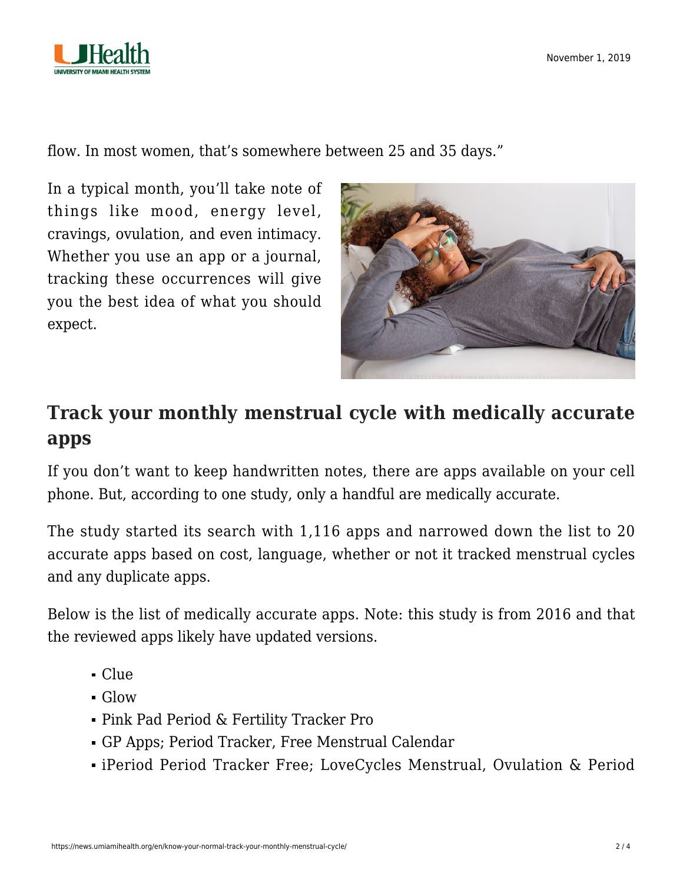flow. In most women, that's somewhere between 25 and 35 days."

In a typical month, you'll take note of things like mood, energy level, cravings, ovulation, and even intimacy. Whether you use an app or a journal, tracking these occurrences will give you the best idea of what you should expect.

## Track your monthly menstrual cycle with medically accurate apps

If you don't want to keep handwritten notes, there are apps available on your cell phone. But, according to one study, only a handful are medically accurate.

The study started its search with 1,116 apps and narrowed down the list to 20 accurate apps based on cost, language, whether or not it tracked menstrual cycles and any duplicate apps.

Below is the list of medically accurate apps. Note: this study is from 2016 and that the reviewed apps likely have updated versions.

- Clue
- Glow
- Pink Pad Period & Fertility Tracker Pro
- GP Apps; Period Tracker, Free Menstrual Calendar
- iPeriod Period Tracker Free; LoveCycles Menstrual, Ovulation & Period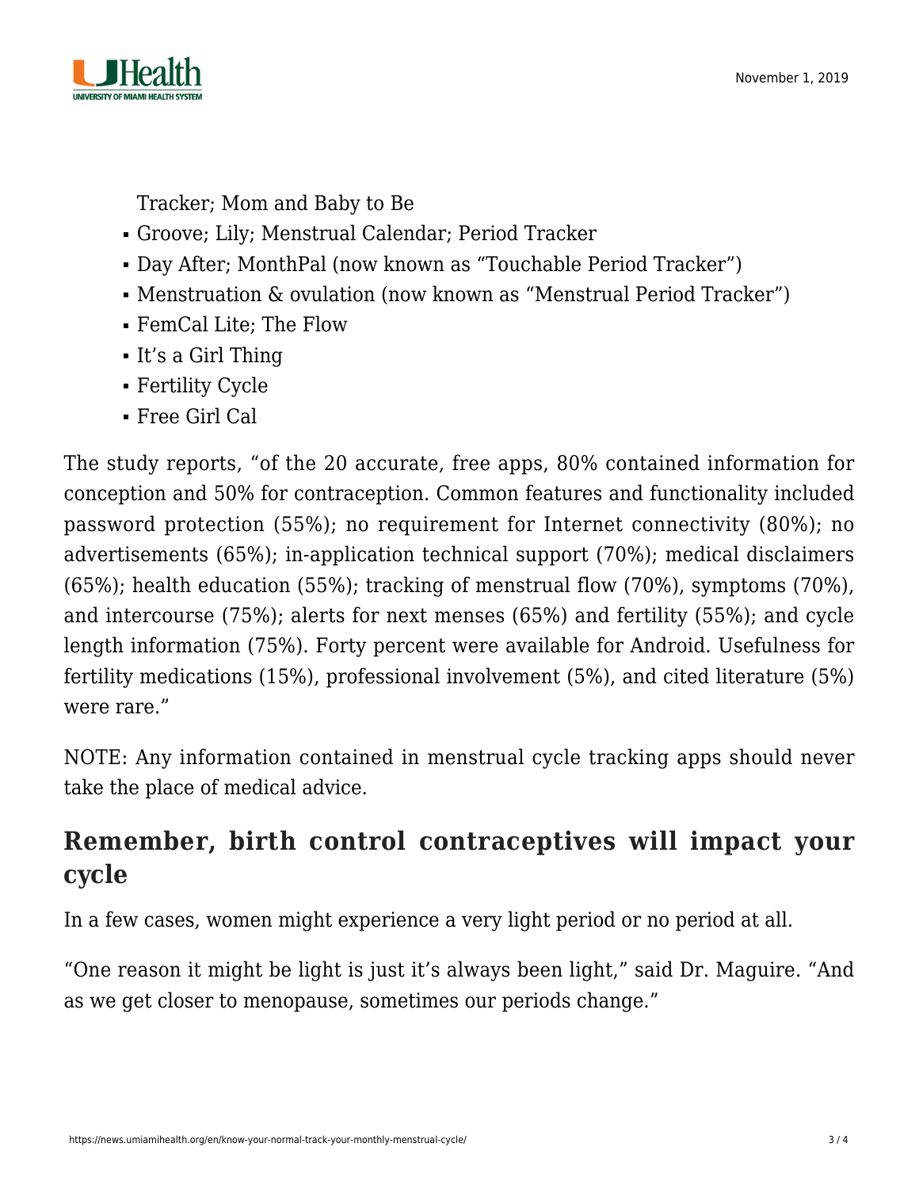- Tracker; Mom and Baby to Be
- Groove; Lily; Menstrual Calendar; Period Tracker
- Day After; MonthPal (now known as "Touchable Period Tracker")
- Menstruation & ovulation (now known as "Menstrual Period Tracker")
- FemCal Lite; The Flow
- It's a Girl Thing
- Fertility Cycle
- Free Girl Cal

The study reports, "of the 20 accurate, free apps, 80% contained information for conception and 50% for contraception. Common features and functionality included password protection (55%); no requirement for Internet connectivity (80%); no advertisements (65%); in-application technical support (70%); medical disclaimers (65%); health education (55%); tracking of menstrual flow (70%), symptoms (70%), and intercourse (75%); alerts for next menses (65%) and fertility (55%); and cycle length information (75%). Forty percent were available for Android. Usefulness for fertility medications (15%), professional involvement (5%), and cited literature (5%) were rare."

NOTE: Any information contained in menstrual cycle tracking apps should never take the place of medical advice.

## Remember, birth control contraceptives will impact your cycle

In a few cases, women might experience a very light period or no period at all.

"One reason it might be light is just it's always been light," said Dr. Maguire. "And as we get closer to menopause, sometimes our periods change."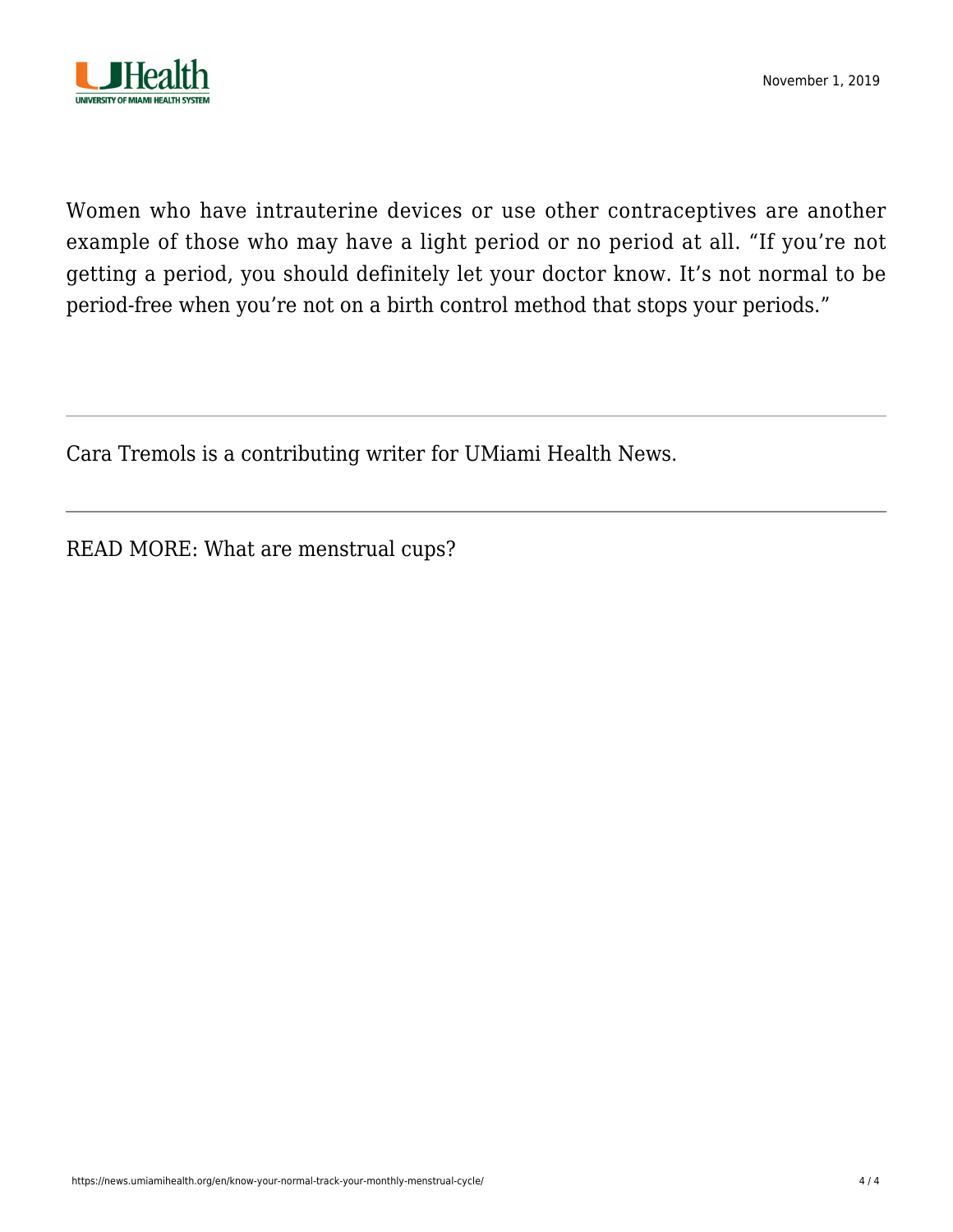Women who have intrauterine devices or use other contraceptives are another example of those who may have a light period or no period at all. "If you're not getting a period, you should definitely let your doctor know. It's not normal to be period-free when you're not on a birth control method that stops your periods."

---

Cara Tremols is a contributing writer for UMiami Health News.

---

READ MORE: What are menstrual cups?